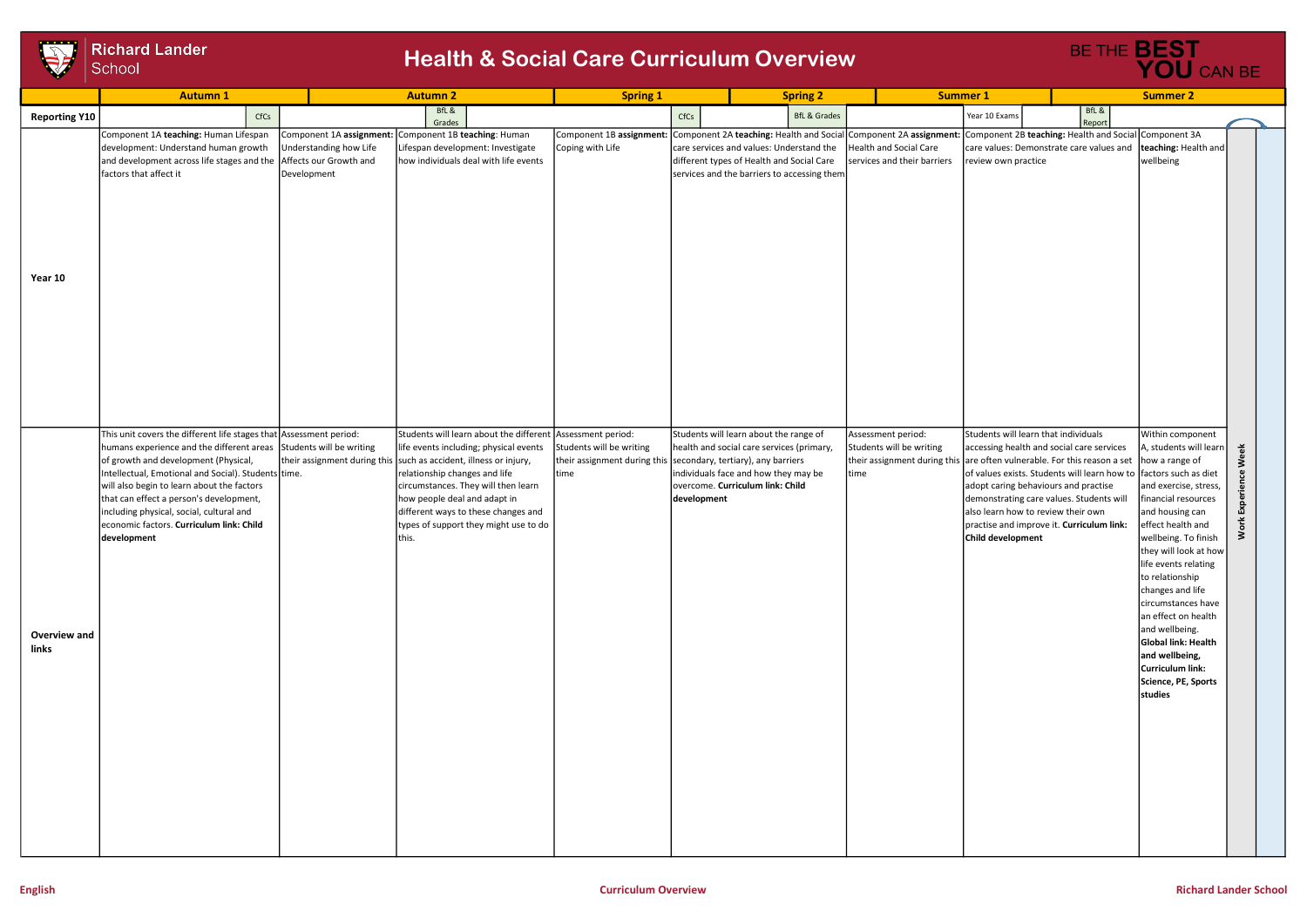# Health & Social Care Curriculum Overview

Richard Lander School

BE THE BEST YOU CAN BE

| | Autumn 1 | | Autumn 2 | | Spring 1 | Spring 2 | Summer 1 | | Summer 2 | |
|---|---|---|---|---|---|---|---|---|---|---|
| **Reporting Y10** | CfCs | | BfL & Grades | | CfCs | BfL & Grades | | Year 10 Exams | BfL & Report | |
| **Year 10** | Component 1A **teaching:** Human Lifespan development: Understand human growth and development across life stages and the factors that affect it | Component 1A **assignment:** Understanding how Life Affects our Growth and Development | Component 1B **teaching**: Human Lifespan development: Investigate how individuals deal with life events | Component 1B **assignment:** Coping with Life | Component 2A **teaching:** Health and Social care services and values: Understand the different types of Health and Social Care services and the barriers to accessing them | Component 2A **assignment:** Health and Social Care services and their barriers | Component 2B **teaching:** Health and Social care values: Demonstrate care values and review own practice | Component 3A **teaching:** Health and wellbeing | Work Experience Week | |
| **Overview and links** | This unit covers the different life stages that humans experience and the different areas of growth and development (Physical, Intellectual, Emotional and Social). Students will also begin to learn about the factors that can effect a person's development, including physical, social, cultural and economic factors. **Curriculum link: Child development** | Assessment period: Students will be writing their assignment during this time. | Students will learn about the different life events including; physical events such as accident, illness or injury, relationship changes and life circumstances. They will then learn how people deal and adapt in different ways to these changes and types of support they might use to do this. | Assessment period: Students will be writing their assignment during this time | Students will learn about the range of health and social care services (primary, secondary, tertiary), any barriers individuals face and how they may be overcome. **Curriculum link: Child development** | Assessment period: Students will be writing their assignment during this time | Students will learn that individuals accessing health and social care services are often vulnerable. For this reason a set of values exists. Students will learn how to adopt caring behaviours and practise demonstrating care values. Students will also learn how to review their own practise and improve it. **Curriculum link: Child development** | Within component A, students will learn how a range of factors such as diet and exercise, stress, financial resources and housing can effect health and wellbeing. To finish they will look at how life events relating to relationship changes and life circumstances have an effect on health and wellbeing. **Global link: Health and wellbeing, Curriculum link: Science, PE, Sports studies** | | |

English | Curriculum Overview | Richard Lander School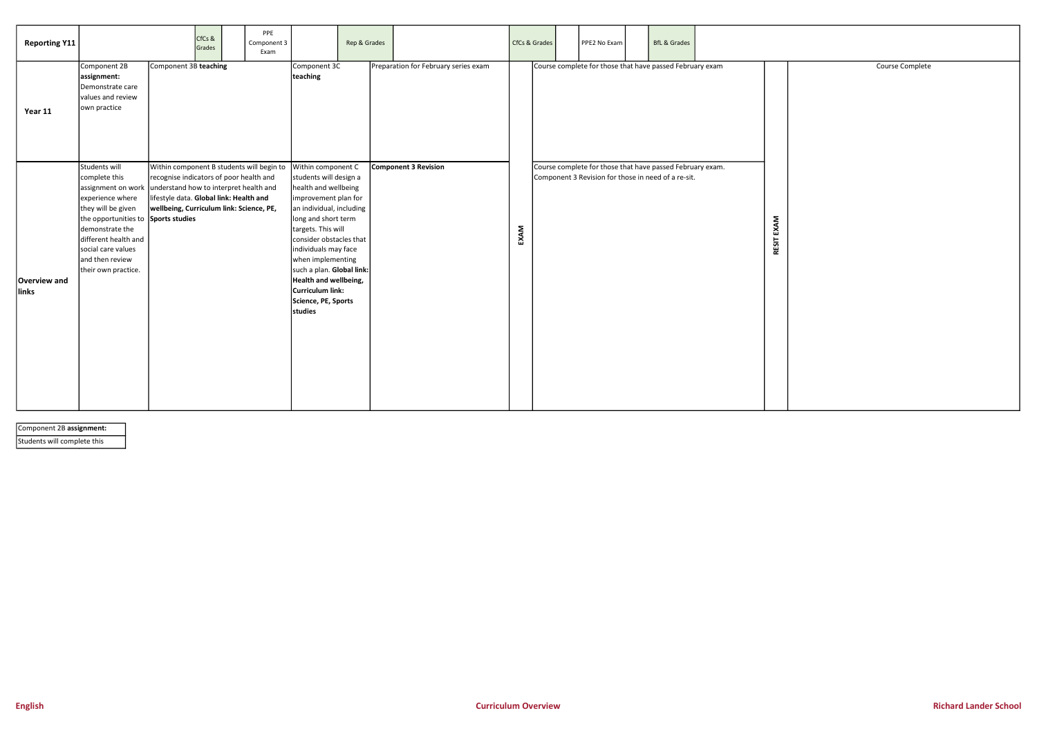| Reporting Y11 | | CfCs & Grades; PPE Component 3 Exam | Rep & Grades | | CfCs & Grades | PPE2 No Exam; BfL & Grades | | |
|---|---|---|---|---|---|---|---|---|
| **Year 11** | Component 2B **assignment:** Demonstrate care values and review own practice | Component 3B **teaching** | Component 3C **teaching** | Preparation for February series exam | **EXAM** | Course complete for those that have passed February exam | **RESIT EXAM** | Course Complete |
| **Overview and links** | Students will complete this assignment on work experience where they will be given the opportunities to demonstrate the different health and social care values and then review their own practice. | Within component B students will begin to recognise indicators of poor health and understand how to interpret health and lifestyle data. **Global link: Health and wellbeing, Curriculum link: Science, PE, Sports studies** | Within component C students will design a health and wellbeing improvement plan for an individual, including long and short term targets. This will consider obstacles that individuals may face when implementing such a plan. **Global link: Health and wellbeing, Curriculum link: Science, PE, Sports studies** | **Component 3 Revision** | | Course complete for those that have passed February exam. Component 3 Revision for those in need of a re-sit. | | |

| |
|---|
| Component 2B **assignment:** |
| Students will complete this |